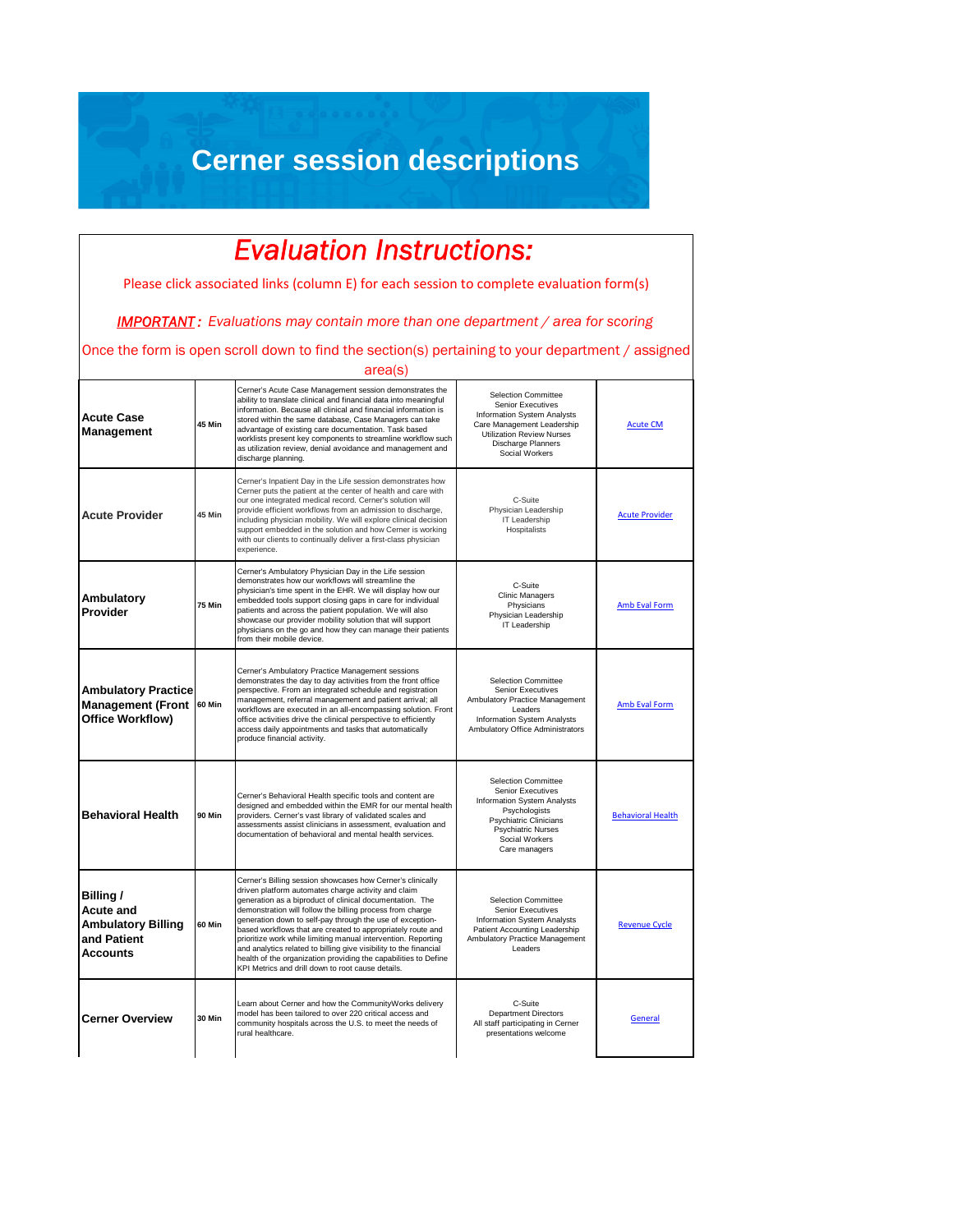# Cerner session descriptions

## *Evaluation Instructions:*

Please click associated links (column E) for each session to complete evaluation form(s)

***IMPORTANT*:** *Evaluations may contain more than one department / area for scoring*

Once the form is open scroll down to find the section(s) pertaining to your department / assigned area(s)

| Session | Length | Description | Audience | Evaluation |
|---|---|---|---|---|
| **Acute Case Management** | 45 Min | Cerner's Acute Case Management session demonstrates the ability to translate clinical and financial data into meaningful information. Because all clinical and financial information is stored within the same database, Case Managers can take advantage of existing care documentation. Task based worklists present key components to streamline workflow such as utilization review, denial avoidance and management and discharge planning. | Selection Committee<br>Senior Executives<br>Information System Analysts<br>Care Management Leadership<br>Utilization Review Nurses<br>Discharge Planners<br>Social Workers | Acute CM |
| **Acute Provider** | 45 Min | Cerner's Inpatient Day in the Life session demonstrates how Cerner puts the patient at the center of health and care with our one integrated medical record. Cerner's solution will provide efficient workflows from an admission to discharge, including physician mobility. We will explore clinical decision support embedded in the solution and how Cerner is working with our clients to continually deliver a first-class physician experience. | C-Suite<br>Physician Leadership<br>IT Leadership<br>Hospitalists | Acute Provider |
| **Ambulatory Provider** | 75 Min | Cerner's Ambulatory Physician Day in the Life session demonstrates how our workflows will streamline the physician's time spent in the EHR. We will display how our embedded tools support closing gaps in care for individual patients and across the patient population. We will also showcase our provider mobility solution that will support physicians on the go and how they can manage their patients from their mobile device. | C-Suite<br>Clinic Managers<br>Physicians<br>Physician Leadership<br>IT Leadership | Amb Eval Form |
| **Ambulatory Practice Management (Front Office Workflow)** | 60 Min | Cerner's Ambulatory Practice Management sessions demonstrates the day to day activities from the front office perspective. From an integrated schedule and registration management, referral management and patient arrival; all workflows are executed in an all-encompassing solution. Front office activities drive the clinical perspective to efficiently access daily appointments and tasks that automatically produce financial activity. | Selection Committee<br>Senior Executives<br>Ambulatory Practice Management Leaders<br>Information System Analysts<br>Ambulatory Office Administrators | Amb Eval Form |
| **Behavioral Health** | 90 Min | Cerner's Behavioral Health specific tools and content are designed and embedded within the EMR for our mental health providers. Cerner's vast library of validated scales and assessments assist clinicians in assessment, evaluation and documentation of behavioral and mental health services. | Selection Committee<br>Senior Executives<br>Information System Analysts<br>Psychologists<br>Psychiatric Clinicians<br>Psychiatric Nurses<br>Social Workers<br>Care managers | Behavioral Health |
| **Billing / Acute and Ambulatory Billing and Patient Accounts** | 60 Min | Cerner's Billing session showcases how Cerner's clinically driven platform automates charge activity and claim generation as a biproduct of clinical documentation. The demonstration will follow the billing process from charge generation down to self-pay through the use of exception-based workflows that are created to appropriately route and prioritize work while limiting manual intervention. Reporting and analytics related to billing give visibility to the financial health of the organization providing the capabilities to Define KPI Metrics and drill down to root cause details. | Selection Committee<br>Senior Executives<br>Information System Analysts<br>Patient Accounting Leadership<br>Ambulatory Practice Management Leaders | Revenue Cycle |
| **Cerner Overview** | 30 Min | Learn about Cerner and how the CommunityWorks delivery model has been tailored to over 220 critical access and community hospitals across the U.S. to meet the needs of rural healthcare. | C-Suite<br>Department Directors<br>All staff participating in Cerner presentations welcome | General |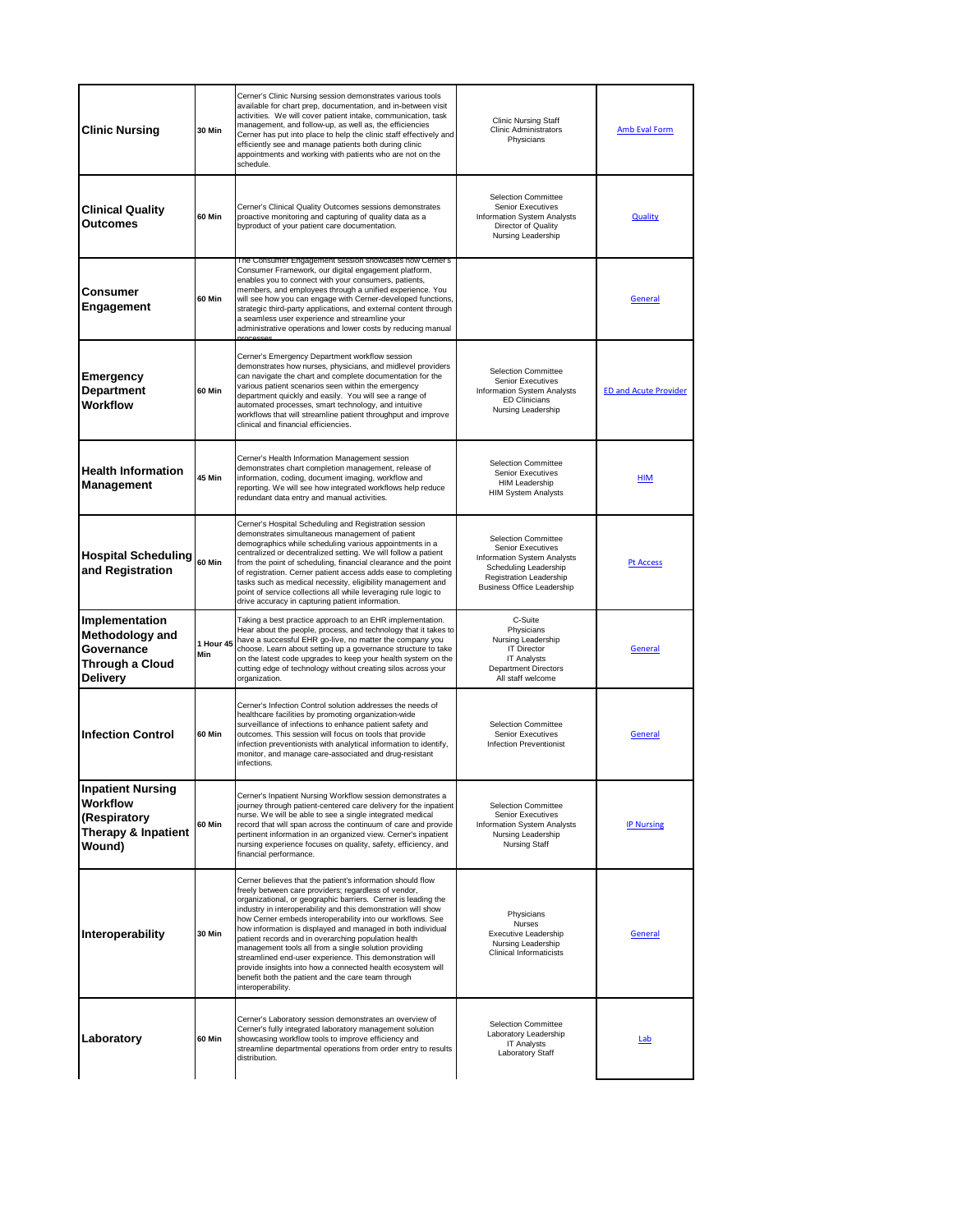| | | | | |
|---|---|---|---|---|
| **Clinic Nursing** | 30 Min | Cerner's Clinic Nursing session demonstrates various tools available for chart prep, documentation, and in-between visit activities. We will cover patient intake, communication, task management, and follow-up, as well as, the efficiencies Cerner has put into place to help the clinic staff effectively and efficiently see and manage patients both during clinic appointments and working with patients who are not on the schedule. | Clinic Nursing Staff<br>Clinic Administrators<br>Physicians | Amb Eval Form |
| **Clinical Quality Outcomes** | 60 Min | Cerner's Clinical Quality Outcomes sessions demonstrates proactive monitoring and capturing of quality data as a byproduct of your patient care documentation. | Selection Committee<br>Senior Executives<br>Information System Analysts<br>Director of Quality<br>Nursing Leadership | Quality |
| **Consumer Engagement** | 60 Min | The Consumer Engagement session showcases how Cerner's Consumer Framework, our digital engagement platform, enables you to connect with your consumers, patients, members, and employees through a unified experience. You will see how you can engage with Cerner-developed functions, strategic third-party applications, and external content through a seamless user experience and streamline your administrative operations and lower costs by reducing manual processes. | | General |
| **Emergency Department Workflow** | 60 Min | Cerner's Emergency Department workflow session demonstrates how nurses, physicians, and midlevel providers can navigate the chart and complete documentation for the various patient scenarios seen within the emergency department quickly and easily. You will see a range of automated processes, smart technology, and intuitive workflows that will streamline patient throughput and improve clinical and financial efficiencies. | Selection Committee<br>Senior Executives<br>Information System Analysts<br>ED Clinicians<br>Nursing Leadership | ED and Acute Provider |
| **Health Information Management** | 45 Min | Cerner's Health Information Management session demonstrates chart completion management, release of information, coding, document imaging, workflow and reporting. We will see how integrated workflows help reduce redundant data entry and manual activities. | Selection Committee<br>Senior Executives<br>HIM Leadership<br>HIM System Analysts | HIM |
| **Hospital Scheduling and Registration** | 60 Min | Cerner's Hospital Scheduling and Registration session demonstrates simultaneous management of patient demographics while scheduling various appointments in a centralized or decentralized setting. We will follow a patient from the point of scheduling, financial clearance and the point of registration. Cerner patient access adds ease to completing tasks such as medical necessity, eligibility management and point of service collections all while leveraging rule logic to drive accuracy in capturing patient information. | Selection Committee<br>Senior Executives<br>Information System Analysts<br>Scheduling Leadership<br>Registration Leadership<br>Business Office Leadership | Pt Access |
| **Implementation Methodology and Governance Through a Cloud Delivery** | 1 Hour 45 Min | Taking a best practice approach to an EHR implementation. Hear about the people, process, and technology that it takes to have a successful EHR go-live, no matter the company you choose. Learn about setting up a governance structure to take on the latest code upgrades to keep your health system on the cutting edge of technology without creating silos across your organization. | C-Suite<br>Physicians<br>Nursing Leadership<br>IT Director<br>IT Analysts<br>Department Directors<br>All staff welcome | General |
| **Infection Control** | 60 Min | Cerner's Infection Control solution addresses the needs of healthcare facilities by promoting organization-wide surveillance of infections to enhance patient safety and outcomes. This session will focus on tools that provide infection preventionists with analytical information to identify, monitor, and manage care-associated and drug-resistant infections. | Selection Committee<br>Senior Executives<br>Infection Preventionist | General |
| **Inpatient Nursing Workflow (Respiratory Therapy & Inpatient Wound)** | 60 Min | Cerner's Inpatient Nursing Workflow session demonstrates a journey through patient-centered care delivery for the inpatient nurse. We will be able to see a single integrated medical record that will span across the continuum of care and provide pertinent information in an organized view. Cerner's inpatient nursing experience focuses on quality, safety, efficiency, and financial performance. | Selection Committee<br>Senior Executives<br>Information System Analysts<br>Nursing Leadership<br>Nursing Staff | IP Nursing |
| **Interoperability** | 30 Min | Cerner believes that the patient's information should flow freely between care providers; regardless of vendor, organizational, or geographic barriers. Cerner is leading the industry in interoperability and this demonstration will show how Cerner embeds interoperability into our workflows. See how information is displayed and managed in both individual patient records and in overarching population health management tools all from a single solution providing streamlined end-user experience. This demonstration will provide insights into how a connected health ecosystem will benefit both the patient and the care team through interoperability. | Physicians<br>Nurses<br>Executive Leadership<br>Nursing Leadership<br>Clinical Informaticists | General |
| **Laboratory** | 60 Min | Cerner's Laboratory session demonstrates an overview of Cerner's fully integrated laboratory management solution showcasing workflow tools to improve efficiency and streamline departmental operations from order entry to results distribution. | Selection Committee<br>Laboratory Leadership<br>IT Analysts<br>Laboratory Staff | Lab |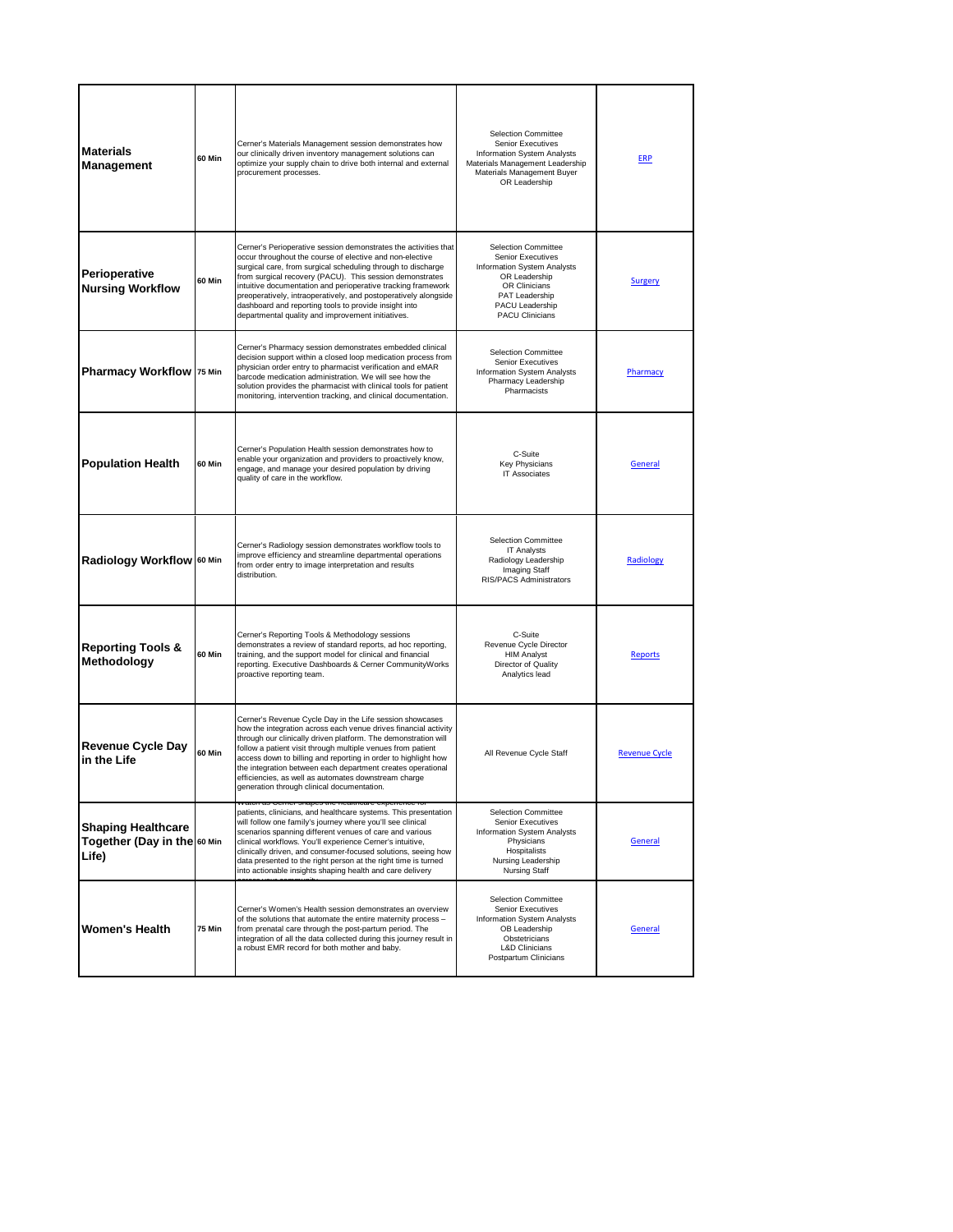| | | | | |
|---|---|---|---|---|
| **Materials Management** | 60 Min | Cerner's Materials Management session demonstrates how our clinically driven inventory management solutions can optimize your supply chain to drive both internal and external procurement processes. | Selection Committee<br>Senior Executives<br>Information System Analysts<br>Materials Management Leadership<br>Materials Management Buyer<br>OR Leadership | ERP |
| **Perioperative Nursing Workflow** | 60 Min | Cerner's Perioperative session demonstrates the activities that occur throughout the course of elective and non-elective surgical care, from surgical scheduling through to discharge from surgical recovery (PACU). This session demonstrates intuitive documentation and perioperative tracking framework preoperatively, intraoperatively, and postoperatively alongside dashboard and reporting tools to provide insight into departmental quality and improvement initiatives. | Selection Committee<br>Senior Executives<br>Information System Analysts<br>OR Leadership<br>OR Clinicians<br>PAT Leadership<br>PACU Leadership<br>PACU Clinicians | Surgery |
| **Pharmacy Workflow** | 75 Min | Cerner's Pharmacy session demonstrates embedded clinical decision support within a closed loop medication process from physician order entry to pharmacist verification and eMAR barcode medication administration. We will see how the solution provides the pharmacist with clinical tools for patient monitoring, intervention tracking, and clinical documentation. | Selection Committee<br>Senior Executives<br>Information System Analysts<br>Pharmacy Leadership<br>Pharmacists | Pharmacy |
| **Population Health** | 60 Min | Cerner's Population Health session demonstrates how to enable your organization and providers to proactively know, engage, and manage your desired population by driving quality of care in the workflow. | C-Suite<br>Key Physicians<br>IT Associates | General |
| **Radiology Workflow** | 60 Min | Cerner's Radiology session demonstrates workflow tools to improve efficiency and streamline departmental operations from order entry to image interpretation and results distribution. | Selection Committee<br>IT Analysts<br>Radiology Leadership<br>Imaging Staff<br>RIS/PACS Administrators | Radiology |
| **Reporting Tools & Methodology** | 60 Min | Cerner's Reporting Tools & Methodology sessions demonstrates a review of standard reports, ad hoc reporting, training, and the support model for clinical and financial reporting. Executive Dashboards & Cerner CommunityWorks proactive reporting team. | C-Suite<br>Revenue Cycle Director<br>HIM Analyst<br>Director of Quality<br>Analytics lead | Reports |
| **Revenue Cycle Day in the Life** | 60 Min | Cerner's Revenue Cycle Day in the Life session showcases how the integration across each venue drives financial activity through our clinically driven platform. The demonstration will follow a patient visit through multiple venues from patient access down to billing and reporting in order to highlight how the integration between each department creates operational efficiencies, as well as automates downstream charge generation through clinical documentation. | All Revenue Cycle Staff | Revenue Cycle |
| **Shaping Healthcare Together (Day in the Life)** | 60 Min | Watch as Cerner shapes the healthcare experience for patients, clinicians, and healthcare systems. This presentation will follow one family's journey where you'll see clinical scenarios spanning different venues of care and various clinical workflows. You'll experience Cerner's intuitive, clinically driven, and consumer-focused solutions, seeing how data presented to the right person at the right time is turned into actionable insights shaping health and care delivery across your community. | Selection Committee<br>Senior Executives<br>Information System Analysts<br>Physicians<br>Hospitalists<br>Nursing Leadership<br>Nursing Staff | General |
| **Women's Health** | 75 Min | Cerner's Women's Health session demonstrates an overview of the solutions that automate the entire maternity process – from prenatal care through the post-partum period. The integration of all the data collected during this journey result in a robust EMR record for both mother and baby. | Selection Committee<br>Senior Executives<br>Information System Analysts<br>OB Leadership<br>Obstetricians<br>L&D Clinicians<br>Postpartum Clinicians | General |